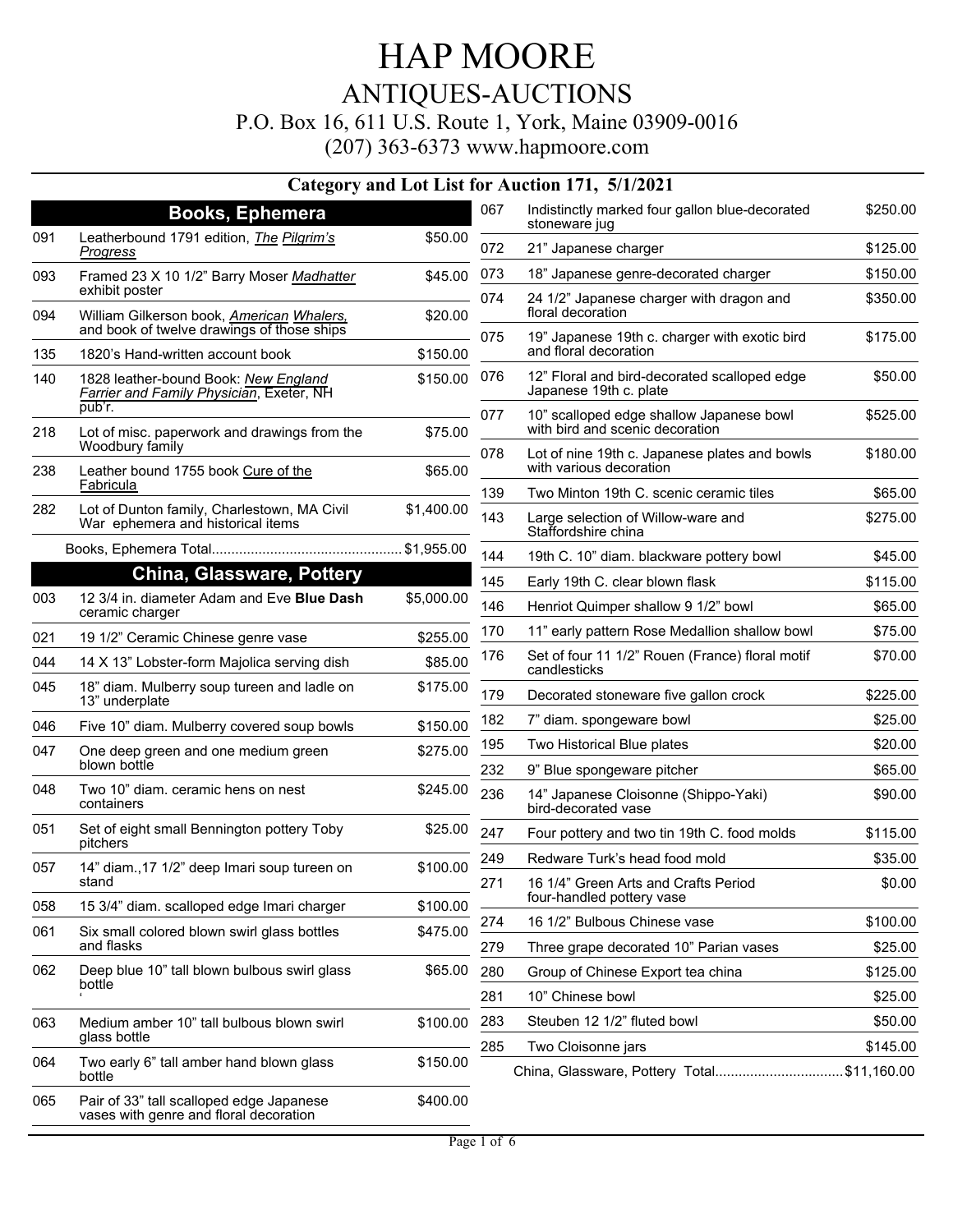# HAP MOORE

## ANTIQUES-AUCTIONS

P.O. Box 16, 611 U.S. Route 1, York, Maine 03909-0016

(207) 363-6373 www.hapmoore.com

### Category and Lot List for Auction 171, 5/1/2021

## Books, Ephemera

| Lot | Description | Price |
|---|---|---|
| 091 | Leatherbound 1791 edition, *The Pilgrim's Progress* | $50.00 |
| 093 | Framed 23 X 10 1/2" Barry Moser *Madhatter* exhibit poster | $45.00 |
| 094 | William Gilkerson book, *American Whalers,* and book of twelve drawings of those ships | $20.00 |
| 135 | 1820's Hand-written account book | $150.00 |
| 140 | 1828 leather-bound Book: *New England Farrier and Family Physician*, Exeter, NH pub'r. | $150.00 |
| 218 | Lot of misc. paperwork and drawings from the Woodbury family | $75.00 |
| 238 | Leather bound 1755 book Cure of the Fabricula | $65.00 |
| 282 | Lot of Dunton family, Charlestown, MA Civil War ephemera and historical items | $1,400.00 |
| | Books, Ephemera Total | $1,955.00 |

## China, Glassware, Pottery

| Lot | Description | Price |
|---|---|---|
| 003 | 12 3/4 in. diameter Adam and Eve **Blue Dash** ceramic charger | $5,000.00 |
| 021 | 19 1/2" Ceramic Chinese genre vase | $255.00 |
| 044 | 14 X 13" Lobster-form Majolica serving dish | $85.00 |
| 045 | 18" diam. Mulberry soup tureen and ladle on 13" underplate | $175.00 |
| 046 | Five 10" diam. Mulberry covered soup bowls | $150.00 |
| 047 | One deep green and one medium green blown bottle | $275.00 |
| 048 | Two 10" diam. ceramic hens on nest containers | $245.00 |
| 051 | Set of eight small Bennington pottery Toby pitchers | $25.00 |
| 057 | 14" diam.,17 1/2" deep Imari soup tureen on stand | $100.00 |
| 058 | 15 3/4" diam. scalloped edge Imari charger | $100.00 |
| 061 | Six small colored blown swirl glass bottles and flasks | $475.00 |
| 062 | Deep blue 10" tall blown bulbous swirl glass bottle ' | $65.00 |
| 063 | Medium amber 10" tall bulbous blown swirl glass bottle | $100.00 |
| 064 | Two early 6" tall amber hand blown glass bottle | $150.00 |
| 065 | Pair of 33" tall scalloped edge Japanese vases with genre and floral decoration | $400.00 |
| 067 | Indistinctly marked four gallon blue-decorated stoneware jug | $250.00 |
| 072 | 21" Japanese charger | $125.00 |
| 073 | 18" Japanese genre-decorated charger | $150.00 |
| 074 | 24 1/2" Japanese charger with dragon and floral decoration | $350.00 |
| 075 | 19" Japanese 19th c. charger with exotic bird and floral decoration | $175.00 |
| 076 | 12" Floral and bird-decorated scalloped edge Japanese 19th c. plate | $50.00 |
| 077 | 10" scalloped edge shallow Japanese bowl with bird and scenic decoration | $525.00 |
| 078 | Lot of nine 19th c. Japanese plates and bowls with various decoration | $180.00 |
| 139 | Two Minton 19th C. scenic ceramic tiles | $65.00 |
| 143 | Large selection of Willow-ware and Staffordshire china | $275.00 |
| 144 | 19th C. 10" diam. blackware pottery bowl | $45.00 |
| 145 | Early 19th C. clear blown flask | $115.00 |
| 146 | Henriot Quimper shallow 9 1/2" bowl | $65.00 |
| 170 | 11" early pattern Rose Medallion shallow bowl | $75.00 |
| 176 | Set of four 11 1/2" Rouen (France) floral motif candlesticks | $70.00 |
| 179 | Decorated stoneware five gallon crock | $225.00 |
| 182 | 7" diam. spongeware bowl | $25.00 |
| 195 | Two Historical Blue plates | $20.00 |
| 232 | 9" Blue spongeware pitcher | $65.00 |
| 236 | 14" Japanese Cloisonne (Shippo-Yaki) bird-decorated vase | $90.00 |
| 247 | Four pottery and two tin 19th C. food molds | $115.00 |
| 249 | Redware Turk's head food mold | $35.00 |
| 271 | 16 1/4" Green Arts and Crafts Period four-handled pottery vase | $0.00 |
| 274 | 16 1/2" Bulbous Chinese vase | $100.00 |
| 279 | Three grape decorated 10" Parian vases | $25.00 |
| 280 | Group of Chinese Export tea china | $125.00 |
| 281 | 10" Chinese bowl | $25.00 |
| 283 | Steuben 12 1/2" fluted bowl | $50.00 |
| 285 | Two Cloisonne jars | $145.00 |
| | China, Glassware, Pottery Total | $11,160.00 |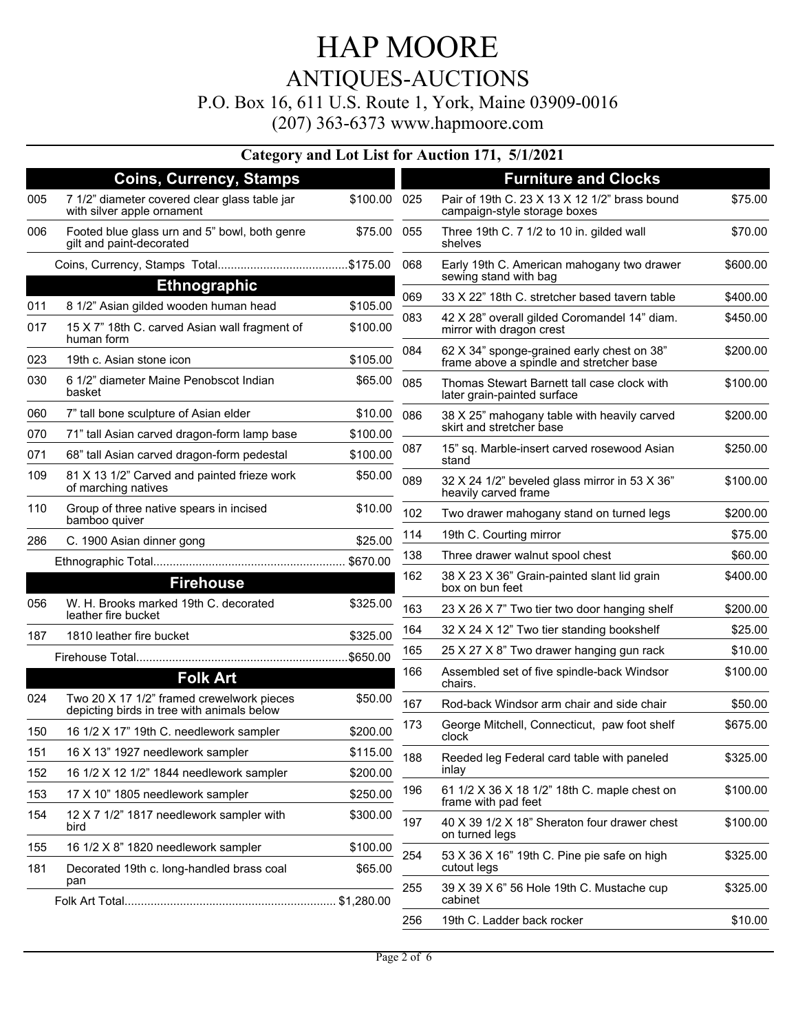# HAP MOORE

## ANTIQUES-AUCTIONS

P.O. Box 16, 611 U.S. Route 1, York, Maine 03909-0016

(207) 363-6373 www.hapmoore.com

### Category and Lot List for Auction 171, 5/1/2021

#### Coins, Currency, Stamps

| Lot | Description | Price |
|---|---|---|
| 005 | 7 1/2" diameter covered clear glass table jar with silver apple ornament | $100.00 |
| 006 | Footed blue glass urn and 5" bowl, both genre gilt and paint-decorated | $75.00 |
| | Coins, Currency, Stamps Total | $175.00 |

#### Ethnographic

| Lot | Description | Price |
|---|---|---|
| 011 | 8 1/2" Asian gilded wooden human head | $105.00 |
| 017 | 15 X 7" 18th C. carved Asian wall fragment of human form | $100.00 |
| 023 | 19th c. Asian stone icon | $105.00 |
| 030 | 6 1/2" diameter Maine Penobscot Indian basket | $65.00 |
| 060 | 7" tall bone sculpture of Asian elder | $10.00 |
| 070 | 71" tall Asian carved dragon-form lamp base | $100.00 |
| 071 | 68" tall Asian carved dragon-form pedestal | $100.00 |
| 109 | 81 X 13 1/2" Carved and painted frieze work of marching natives | $50.00 |
| 110 | Group of three native spears in incised bamboo quiver | $10.00 |
| 286 | C. 1900 Asian dinner gong | $25.00 |
| | Ethnographic Total | $670.00 |

#### Firehouse

| Lot | Description | Price |
|---|---|---|
| 056 | W. H. Brooks marked 19th C. decorated leather fire bucket | $325.00 |
| 187 | 1810 leather fire bucket | $325.00 |
| | Firehouse Total | $650.00 |

#### Folk Art

| Lot | Description | Price |
|---|---|---|
| 024 | Two 20 X 17 1/2" framed crewelwork pieces depicting birds in tree with animals below | $50.00 |
| 150 | 16 1/2 X 17" 19th C. needlework sampler | $200.00 |
| 151 | 16 X 13" 1927 needlework sampler | $115.00 |
| 152 | 16 1/2 X 12 1/2" 1844 needlework sampler | $200.00 |
| 153 | 17 X 10" 1805 needlework sampler | $250.00 |
| 154 | 12 X 7 1/2" 1817 needlework sampler with bird | $300.00 |
| 155 | 16 1/2 X 8" 1820 needlework sampler | $100.00 |
| 181 | Decorated 19th c. long-handled brass coal pan | $65.00 |
| | Folk Art Total | $1,280.00 |

#### Furniture and Clocks

| Lot | Description | Price |
|---|---|---|
| 025 | Pair of 19th C. 23 X 13 X 12 1/2" brass bound campaign-style storage boxes | $75.00 |
| 055 | Three 19th C. 7 1/2 to 10 in. gilded wall shelves | $70.00 |
| 068 | Early 19th C. American mahogany two drawer sewing stand with bag | $600.00 |
| 069 | 33 X 22" 18th C. stretcher based tavern table | $400.00 |
| 083 | 42 X 28" overall gilded Coromandel 14" diam. mirror with dragon crest | $450.00 |
| 084 | 62 X 34" sponge-grained early chest on 38" frame above a spindle and stretcher base | $200.00 |
| 085 | Thomas Stewart Barnett tall case clock with later grain-painted surface | $100.00 |
| 086 | 38 X 25" mahogany table with heavily carved skirt and stretcher base | $200.00 |
| 087 | 15" sq. Marble-insert carved rosewood Asian stand | $250.00 |
| 089 | 32 X 24 1/2" beveled glass mirror in 53 X 36" heavily carved frame | $100.00 |
| 102 | Two drawer mahogany stand on turned legs | $200.00 |
| 114 | 19th C. Courting mirror | $75.00 |
| 138 | Three drawer walnut spool chest | $60.00 |
| 162 | 38 X 23 X 36" Grain-painted slant lid grain box on bun feet | $400.00 |
| 163 | 23 X 26 X 7" Two tier two door hanging shelf | $200.00 |
| 164 | 32 X 24 X 12" Two tier standing bookshelf | $25.00 |
| 165 | 25 X 27 X 8" Two drawer hanging gun rack | $10.00 |
| 166 | Assembled set of five spindle-back Windsor chairs. | $100.00 |
| 167 | Rod-back Windsor arm chair and side chair | $50.00 |
| 173 | George Mitchell, Connecticut, paw foot shelf clock | $675.00 |
| 188 | Reeded leg Federal card table with paneled inlay | $325.00 |
| 196 | 61 1/2 X 36 X 18 1/2" 18th C. maple chest on frame with pad feet | $100.00 |
| 197 | 40 X 39 1/2 X 18" Sheraton four drawer chest on turned legs | $100.00 |
| 254 | 53 X 36 X 16" 19th C. Pine pie safe on high cutout legs | $325.00 |
| 255 | 39 X 39 X 6" 56 Hole 19th C. Mustache cup cabinet | $325.00 |
| 256 | 19th C. Ladder back rocker | $10.00 |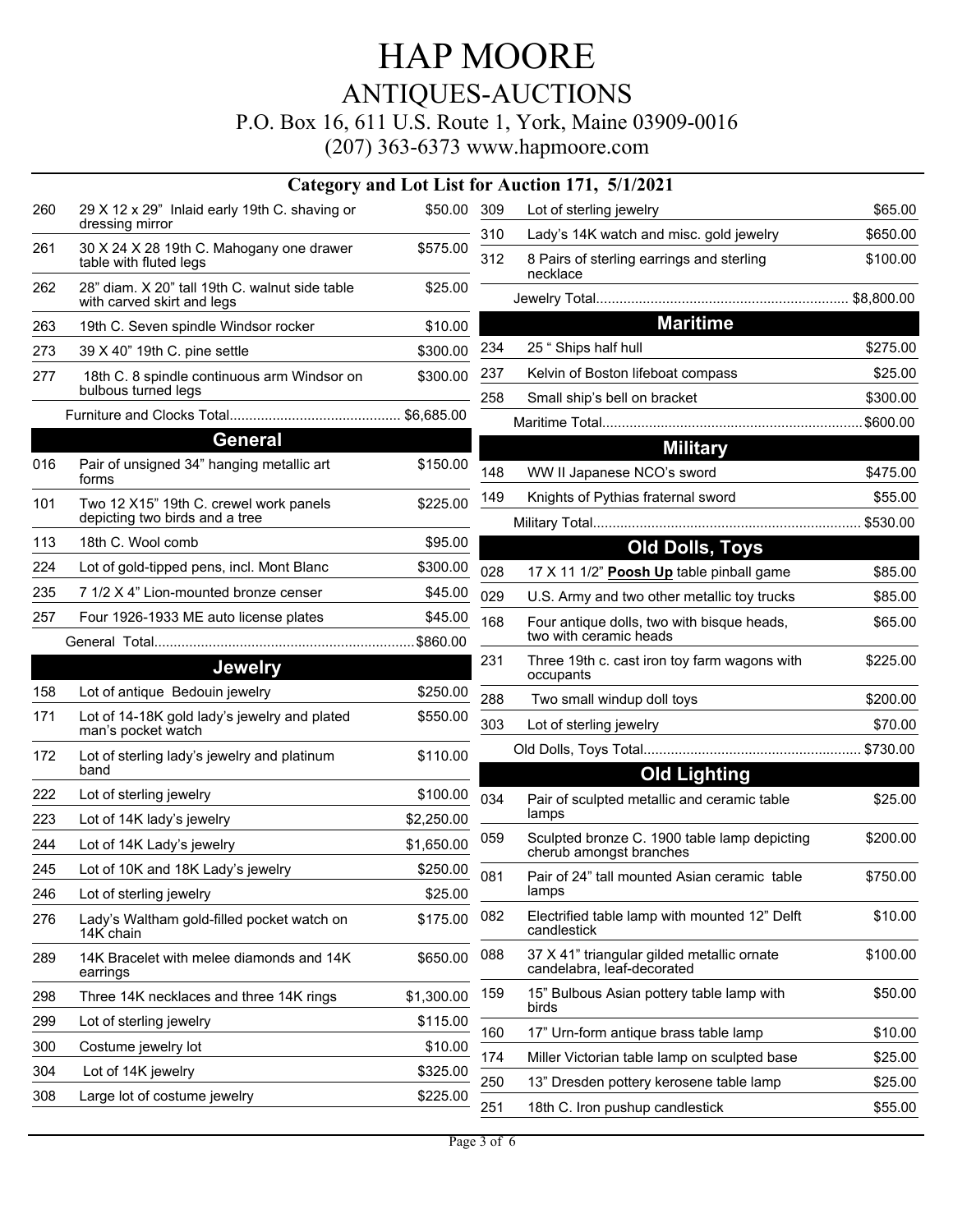# HAP MOORE

## ANTIQUES-AUCTIONS

P.O. Box 16, 611 U.S. Route 1, York, Maine 03909-0016

(207) 363-6373 www.hapmoore.com

### Category and Lot List for Auction 171, 5/1/2021

| Lot | Description | Price |
|---|---|---|
| 260 | 29 X 12 x 29" Inlaid early 19th C. shaving or dressing mirror | $50.00 |
| 261 | 30 X 24 X 28 19th C. Mahogany one drawer table with fluted legs | $575.00 |
| 262 | 28" diam. X 20" tall 19th C. walnut side table with carved skirt and legs | $25.00 |
| 263 | 19th C. Seven spindle Windsor rocker | $10.00 |
| 273 | 39 X 40" 19th C. pine settle | $300.00 |
| 277 | 18th C. 8 spindle continuous arm Windsor on bulbous turned legs | $300.00 |

Furniture and Clocks Total............................................ $6,685.00

### General

| Lot | Description | Price |
|---|---|---|
| 016 | Pair of unsigned 34" hanging metallic art forms | $150.00 |
| 101 | Two 12 X15" 19th C. crewel work panels depicting two birds and a tree | $225.00 |
| 113 | 18th C. Wool comb | $95.00 |
| 224 | Lot of gold-tipped pens, incl. Mont Blanc | $300.00 |
| 235 | 7 1/2 X 4" Lion-mounted bronze censer | $45.00 |
| 257 | Four 1926-1933 ME auto license plates | $45.00 |

General Total..................................................................$860.00

### Jewelry

| Lot | Description | Price |
|---|---|---|
| 158 | Lot of antique Bedouin jewelry | $250.00 |
| 171 | Lot of 14-18K gold lady's jewelry and plated man's pocket watch | $550.00 |
| 172 | Lot of sterling lady's jewelry and platinum band | $110.00 |
| 222 | Lot of sterling jewelry | $100.00 |
| 223 | Lot of 14K lady's jewelry | $2,250.00 |
| 244 | Lot of 14K Lady's jewelry | $1,650.00 |
| 245 | Lot of 10K and 18K Lady's jewelry | $250.00 |
| 246 | Lot of sterling jewelry | $25.00 |
| 276 | Lady's Waltham gold-filled pocket watch on 14K chain | $175.00 |
| 289 | 14K Bracelet with melee diamonds and 14K earrings | $650.00 |
| 298 | Three 14K necklaces and three 14K rings | $1,300.00 |
| 299 | Lot of sterling jewelry | $115.00 |
| 300 | Costume jewelry lot | $10.00 |
| 304 | Lot of 14K jewelry | $325.00 |
| 308 | Large lot of costume jewelry | $225.00 |
| 309 | Lot of sterling jewelry | $65.00 |
| 310 | Lady's 14K watch and misc. gold jewelry | $650.00 |
| 312 | 8 Pairs of sterling earrings and sterling necklace | $100.00 |

Jewelry Total................................................................ $8,800.00

### Maritime

| Lot | Description | Price |
|---|---|---|
| 234 | 25 " Ships half hull | $275.00 |
| 237 | Kelvin of Boston lifeboat compass | $25.00 |
| 258 | Small ship's bell on bracket | $300.00 |

Maritime Total..................................................................$600.00

### Military

| Lot | Description | Price |
|---|---|---|
| 148 | WW II Japanese NCO's sword | $475.00 |
| 149 | Knights of Pythias fraternal sword | $55.00 |

Military Total..................................................................... $530.00

### Old Dolls, Toys

| Lot | Description | Price |
|---|---|---|
| 028 | 17 X 11 1/2" **Poosh Up** table pinball game | $85.00 |
| 029 | U.S. Army and two other metallic toy trucks | $85.00 |
| 168 | Four antique dolls, two with bisque heads, two with ceramic heads | $65.00 |
| 231 | Three 19th c. cast iron toy farm wagons with occupants | $225.00 |
| 288 | Two small windup doll toys | $200.00 |
| 303 | Lot of sterling jewelry | $70.00 |

Old Dolls, Toys Total....................................................... $730.00

### Old Lighting

| Lot | Description | Price |
|---|---|---|
| 034 | Pair of sculpted metallic and ceramic table lamps | $25.00 |
| 059 | Sculpted bronze C. 1900 table lamp depicting cherub amongst branches | $200.00 |
| 081 | Pair of 24" tall mounted Asian ceramic table lamps | $750.00 |
| 082 | Electrified table lamp with mounted 12" Delft candlestick | $10.00 |
| 088 | 37 X 41" triangular gilded metallic ornate candelabra, leaf-decorated | $100.00 |
| 159 | 15" Bulbous Asian pottery table lamp with birds | $50.00 |
| 160 | 17" Urn-form antique brass table lamp | $10.00 |
| 174 | Miller Victorian table lamp on sculpted base | $25.00 |
| 250 | 13" Dresden pottery kerosene table lamp | $25.00 |
| 251 | 18th C. Iron pushup candlestick | $55.00 |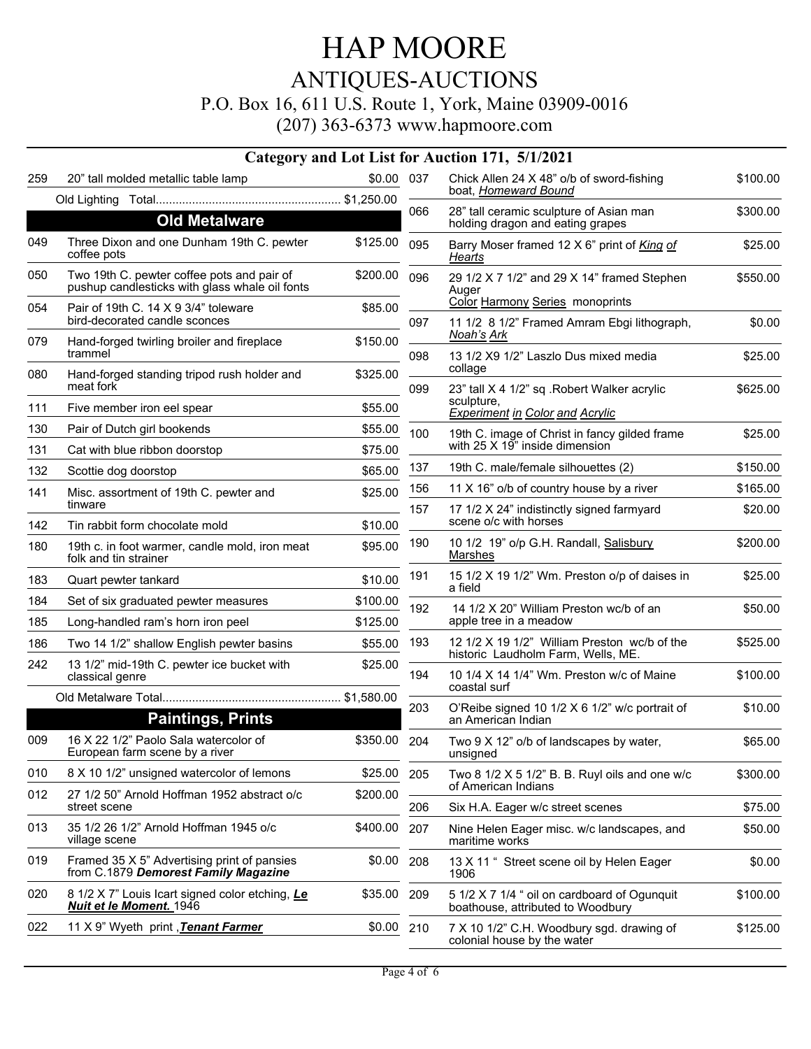# HAP MOORE

## ANTIQUES-AUCTIONS

P.O. Box 16, 611 U.S. Route 1, York, Maine 03909-0016

(207) 363-6373 www.hapmoore.com

### Category and Lot List for Auction 171, 5/1/2021

| Lot | Description | Price |
|---|---|---|
| 259 | 20" tall molded metallic table lamp | $0.00 |
| | Old Lighting Total | $1,250.00 |

## Old Metalware

| Lot | Description | Price |
|---|---|---|
| 049 | Three Dixon and one Dunham 19th C. pewter coffee pots | $125.00 |
| 050 | Two 19th C. pewter coffee pots and pair of pushup candlesticks with glass whale oil fonts | $200.00 |
| 054 | Pair of 19th C. 14 X 9 3/4" toleware bird-decorated candle sconces | $85.00 |
| 079 | Hand-forged twirling broiler and fireplace trammel | $150.00 |
| 080 | Hand-forged standing tripod rush holder and meat fork | $325.00 |
| 111 | Five member iron eel spear | $55.00 |
| 130 | Pair of Dutch girl bookends | $55.00 |
| 131 | Cat with blue ribbon doorstop | $75.00 |
| 132 | Scottie dog doorstop | $65.00 |
| 141 | Misc. assortment of 19th C. pewter and tinware | $25.00 |
| 142 | Tin rabbit form chocolate mold | $10.00 |
| 180 | 19th c. in foot warmer, candle mold, iron meat folk and tin strainer | $95.00 |
| 183 | Quart pewter tankard | $10.00 |
| 184 | Set of six graduated pewter measures | $100.00 |
| 185 | Long-handled ram's horn iron peel | $125.00 |
| 186 | Two 14 1/2" shallow English pewter basins | $55.00 |
| 242 | 13 1/2" mid-19th C. pewter ice bucket with classical genre | $25.00 |
| | Old Metalware Total | $1,580.00 |

## Paintings, Prints

| Lot | Description | Price |
|---|---|---|
| 009 | 16 X 22 1/2" Paolo Sala watercolor of European farm scene by a river | $350.00 |
| 010 | 8 X 10 1/2" unsigned watercolor of lemons | $25.00 |
| 012 | 27 1/2 50" Arnold Hoffman 1952 abstract o/c street scene | $200.00 |
| 013 | 35 1/2 26 1/2" Arnold Hoffman 1945 o/c village scene | $400.00 |
| 019 | Framed 35 X 5" Advertising print of pansies from C.1879 ***Demorest Family Magazine*** | $0.00 |
| 020 | 8 1/2 X 7" Louis Icart signed color etching, ***Le Nuit et le Moment.*** 1946 | $35.00 |
| 022 | 11 X 9" Wyeth print , ***Tenant Farmer*** | $0.00 |
| 037 | Chick Allen 24 X 48" o/b of sword-fishing boat, *Homeward Bound* | $100.00 |
| 066 | 28" tall ceramic sculpture of Asian man holding dragon and eating grapes | $300.00 |
| 095 | Barry Moser framed 12 X 6" print of *King of Hearts* | $25.00 |
| 096 | 29 1/2 X 7 1/2" and 29 X 14" framed Stephen Auger Color Harmony Series monoprints | $550.00 |
| 097 | 11 1/2 8 1/2" Framed Amram Ebgi lithograph, *Noah's Ark* | $0.00 |
| 098 | 13 1/2 X9 1/2" Laszlo Dus mixed media collage | $25.00 |
| 099 | 23" tall X 4 1/2" sq .Robert Walker acrylic sculpture, *Experiment in Color and Acrylic* | $625.00 |
| 100 | 19th C. image of Christ in fancy gilded frame with 25 X 19" inside dimension | $25.00 |
| 137 | 19th C. male/female silhouettes (2) | $150.00 |
| 156 | 11 X 16" o/b of country house by a river | $165.00 |
| 157 | 17 1/2 X 24" indistinctly signed farmyard scene o/c with horses | $20.00 |
| 190 | 10 1/2 19" o/p G.H. Randall, Salisbury Marshes | $200.00 |
| 191 | 15 1/2 X 19 1/2" Wm. Preston o/p of daises in a field | $25.00 |
| 192 | 14 1/2 X 20" William Preston wc/b of an apple tree in a meadow | $50.00 |
| 193 | 12 1/2 X 19 1/2" William Preston wc/b of the historic Laudholm Farm, Wells, ME. | $525.00 |
| 194 | 10 1/4 X 14 1/4" Wm. Preston w/c of Maine coastal surf | $100.00 |
| 203 | O'Reibe signed 10 1/2 X 6 1/2" w/c portrait of an American Indian | $10.00 |
| 204 | Two 9 X 12" o/b of landscapes by water, unsigned | $65.00 |
| 205 | Two 8 1/2 X 5 1/2" B. B. Ruyl oils and one w/c of American Indians | $300.00 |
| 206 | Six H.A. Eager w/c street scenes | $75.00 |
| 207 | Nine Helen Eager misc. w/c landscapes, and maritime works | $50.00 |
| 208 | 13 X 11 " Street scene oil by Helen Eager 1906 | $0.00 |
| 209 | 5 1/2 X 7 1/4 " oil on cardboard of Ogunquit boathouse, attributed to Woodbury | $100.00 |
| 210 | 7 X 10 1/2" C.H. Woodbury sgd. drawing of colonial house by the water | $125.00 |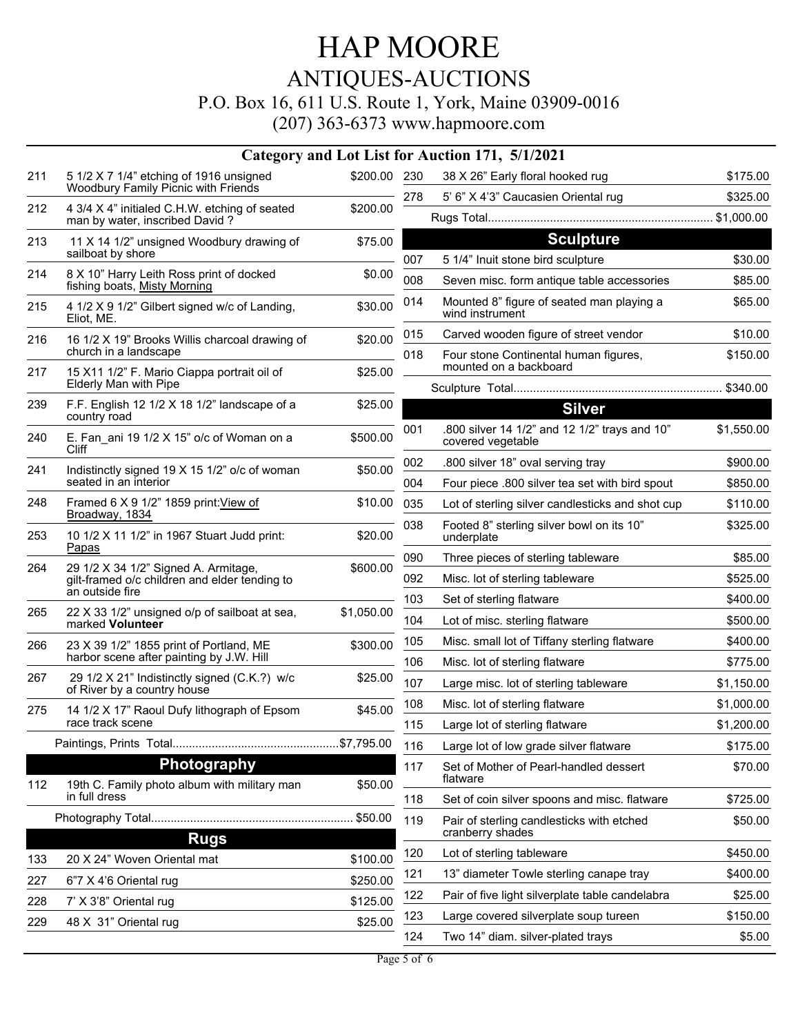# HAP MOORE

## ANTIQUES-AUCTIONS

P.O. Box 16, 611 U.S. Route 1, York, Maine 03909-0016

(207) 363-6373 www.hapmoore.com

### Category and Lot List for Auction 171, 5/1/2021

| Lot | Description | Price |
|---|---|---|
| 211 | 5 1/2 X 7 1/4" etching of 1916 unsigned Woodbury Family Picnic with Friends | $200.00 |
| 212 | 4 3/4 X 4" initialed C.H.W. etching of seated man by water, inscribed David ? | $200.00 |
| 213 | 11 X 14 1/2" unsigned Woodbury drawing of sailboat by shore | $75.00 |
| 214 | 8 X 10" Harry Leith Ross print of docked fishing boats, Misty Morning | $0.00 |
| 215 | 4 1/2 X 9 1/2" Gilbert signed w/c of Landing, Eliot, ME. | $30.00 |
| 216 | 16 1/2 X 19" Brooks Willis charcoal drawing of church in a landscape | $20.00 |
| 217 | 15 X11 1/2" F. Mario Ciappa portrait oil of Elderly Man with Pipe | $25.00 |
| 239 | F.F. English 12 1/2 X 18 1/2" landscape of a country road | $25.00 |
| 240 | E. Fan_ani 19 1/2 X 15" o/c of Woman on a Cliff | $500.00 |
| 241 | Indistinctly signed 19 X 15 1/2" o/c of woman seated in an interior | $50.00 |
| 248 | Framed 6 X 9 1/2" 1859 print:View of Broadway, 1834 | $10.00 |
| 253 | 10 1/2 X 11 1/2" in 1967 Stuart Judd print: Papas | $20.00 |
| 264 | 29 1/2 X 34 1/2" Signed A. Armitage, gilt-framed o/c children and elder tending to an outside fire | $600.00 |
| 265 | 22 X 33 1/2" unsigned o/p of sailboat at sea, marked **Volunteer** | $1,050.00 |
| 266 | 23 X 39 1/2" 1855 print of Portland, ME harbor scene after painting by J.W. Hill | $300.00 |
| 267 | 29 1/2 X 21" Indistinctly signed (C.K.?) w/c of River by a country house | $25.00 |
| 275 | 14 1/2 X 17" Raoul Dufy lithograph of Epsom race track scene | $45.00 |
| | Paintings, Prints Total | $7,795.00 |

## Photography

| Lot | Description | Price |
|---|---|---|
| 112 | 19th C. Family photo album with military man in full dress | $50.00 |
| | Photography Total | $50.00 |

## Rugs

| Lot | Description | Price |
|---|---|---|
| 133 | 20 X 24" Woven Oriental mat | $100.00 |
| 227 | 6"7 X 4'6 Oriental rug | $250.00 |
| 228 | 7' X 3'8" Oriental rug | $125.00 |
| 229 | 48 X 31" Oriental rug | $25.00 |
| 230 | 38 X 26" Early floral hooked rug | $175.00 |
| 278 | 5' 6" X 4'3" Caucasien Oriental rug | $325.00 |
| | Rugs Total | $1,000.00 |

## Sculpture

| Lot | Description | Price |
|---|---|---|
| 007 | 5 1/4" Inuit stone bird sculpture | $30.00 |
| 008 | Seven misc. form antique table accessories | $85.00 |
| 014 | Mounted 8" figure of seated man playing a wind instrument | $65.00 |
| 015 | Carved wooden figure of street vendor | $10.00 |
| 018 | Four stone Continental human figures, mounted on a backboard | $150.00 |
| | Sculpture Total | $340.00 |

## Silver

| Lot | Description | Price |
|---|---|---|
| 001 | .800 silver 14 1/2" and 12 1/2" trays and 10" covered vegetable | $1,550.00 |
| 002 | .800 silver 18" oval serving tray | $900.00 |
| 004 | Four piece .800 silver tea set with bird spout | $850.00 |
| 035 | Lot of sterling silver candlesticks and shot cup | $110.00 |
| 038 | Footed 8" sterling silver bowl on its 10" underplate | $325.00 |
| 090 | Three pieces of sterling tableware | $85.00 |
| 092 | Misc. lot of sterling tableware | $525.00 |
| 103 | Set of sterling flatware | $400.00 |
| 104 | Lot of misc. sterling flatware | $500.00 |
| 105 | Misc. small lot of Tiffany sterling flatware | $400.00 |
| 106 | Misc. lot of sterling flatware | $775.00 |
| 107 | Large misc. lot of sterling tableware | $1,150.00 |
| 108 | Misc. lot of sterling flatware | $1,000.00 |
| 115 | Large lot of sterling flatware | $1,200.00 |
| 116 | Large lot of low grade silver flatware | $175.00 |
| 117 | Set of Mother of Pearl-handled dessert flatware | $70.00 |
| 118 | Set of coin silver spoons and misc. flatware | $725.00 |
| 119 | Pair of sterling candlesticks with etched cranberry shades | $50.00 |
| 120 | Lot of sterling tableware | $450.00 |
| 121 | 13" diameter Towle sterling canape tray | $400.00 |
| 122 | Pair of five light silverplate table candelabra | $25.00 |
| 123 | Large covered silverplate soup tureen | $150.00 |
| 124 | Two 14" diam. silver-plated trays | $5.00 |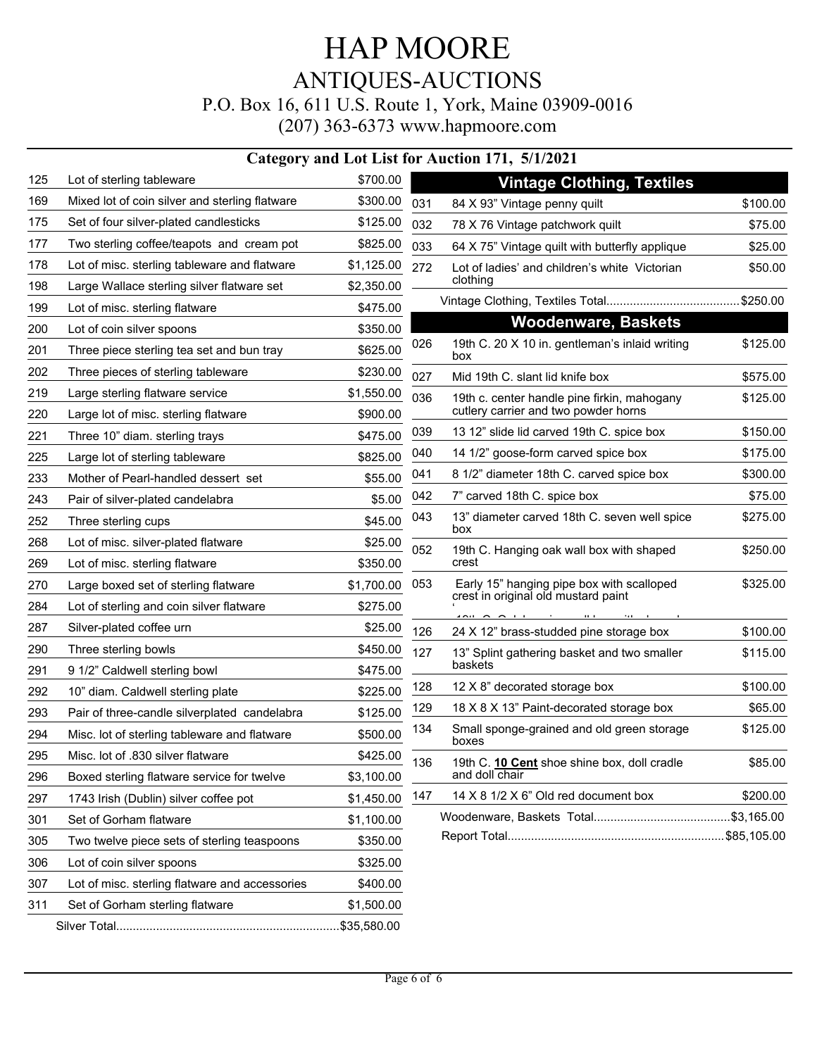# HAP MOORE

## ANTIQUES-AUCTIONS

P.O. Box 16, 611 U.S. Route 1, York, Maine 03909-0016

(207) 363-6373 www.hapmoore.com

### Category and Lot List for Auction 171, 5/1/2021

| | | |
|---|---|---|
| 125 | Lot of sterling tableware | $700.00 |
| 169 | Mixed lot of coin silver and sterling flatware | $300.00 |
| 175 | Set of four silver-plated candlesticks | $125.00 |
| 177 | Two sterling coffee/teapots and cream pot | $825.00 |
| 178 | Lot of misc. sterling tableware and flatware | $1,125.00 |
| 198 | Large Wallace sterling silver flatware set | $2,350.00 |
| 199 | Lot of misc. sterling flatware | $475.00 |
| 200 | Lot of coin silver spoons | $350.00 |
| 201 | Three piece sterling tea set and bun tray | $625.00 |
| 202 | Three pieces of sterling tableware | $230.00 |
| 219 | Large sterling flatware service | $1,550.00 |
| 220 | Large lot of misc. sterling flatware | $900.00 |
| 221 | Three 10" diam. sterling trays | $475.00 |
| 225 | Large lot of sterling tableware | $825.00 |
| 233 | Mother of Pearl-handled dessert set | $55.00 |
| 243 | Pair of silver-plated candelabra | $5.00 |
| 252 | Three sterling cups | $45.00 |
| 268 | Lot of misc. silver-plated flatware | $25.00 |
| 269 | Lot of misc. sterling flatware | $350.00 |
| 270 | Large boxed set of sterling flatware | $1,700.00 |
| 284 | Lot of sterling and coin silver flatware | $275.00 |
| 287 | Silver-plated coffee urn | $25.00 |
| 290 | Three sterling bowls | $450.00 |
| 291 | 9 1/2" Caldwell sterling bowl | $475.00 |
| 292 | 10" diam. Caldwell sterling plate | $225.00 |
| 293 | Pair of three-candle silverplated candelabra | $125.00 |
| 294 | Misc. lot of sterling tableware and flatware | $500.00 |
| 295 | Misc. lot of .830 silver flatware | $425.00 |
| 296 | Boxed sterling flatware service for twelve | $3,100.00 |
| 297 | 1743 Irish (Dublin) silver coffee pot | $1,450.00 |
| 301 | Set of Gorham flatware | $1,100.00 |
| 305 | Two twelve piece sets of sterling teaspoons | $350.00 |
| 306 | Lot of coin silver spoons | $325.00 |
| 307 | Lot of misc. sterling flatware and accessories | $400.00 |
| 311 | Set of Gorham sterling flatware | $1,500.00 |

Silver Total..................................................................$35,580.00

### Vintage Clothing, Textiles

| | | |
|---|---|---|
| 031 | 84 X 93" Vintage penny quilt | $100.00 |
| 032 | 78 X 76 Vintage patchwork quilt | $75.00 |
| 033 | 64 X 75" Vintage quilt with butterfly applique | $25.00 |
| 272 | Lot of ladies' and children's white Victorian clothing | $50.00 |

Vintage Clothing, Textiles Total........................................$250.00

### Woodenware, Baskets

| | | |
|---|---|---|
| 026 | 19th C. 20 X 10 in. gentleman's inlaid writing box | $125.00 |
| 027 | Mid 19th C. slant lid knife box | $575.00 |
| 036 | 19th c. center handle pine firkin, mahogany cutlery carrier and two powder horns | $125.00 |
| 039 | 13 12" slide lid carved 19th C. spice box | $150.00 |
| 040 | 14 1/2" goose-form carved spice box | $175.00 |
| 041 | 8 1/2" diameter 18th C. carved spice box | $300.00 |
| 042 | 7" carved 18th C. spice box | $75.00 |
| 043 | 13" diameter carved 18th C. seven well spice box | $275.00 |
| 052 | 19th C. Hanging oak wall box with shaped crest | $250.00 |
| 053 | Early 15" hanging pipe box with scalloped crest in original old mustard paint | $325.00 |
| 126 | 24 X 12" brass-studded pine storage box | $100.00 |
| 127 | 13" Splint gathering basket and two smaller baskets | $115.00 |
| 128 | 12 X 8" decorated storage box | $100.00 |
| 129 | 18 X 8 X 13" Paint-decorated storage box | $65.00 |
| 134 | Small sponge-grained and old green storage boxes | $125.00 |
| 136 | 19th C. **10 Cent** shoe shine box, doll cradle and doll chair | $85.00 |
| 147 | 14 X 8 1/2 X 6" Old red document box | $200.00 |

Woodenware, Baskets Total.........................................$3,165.00

Report Total................................................................$85,105.00